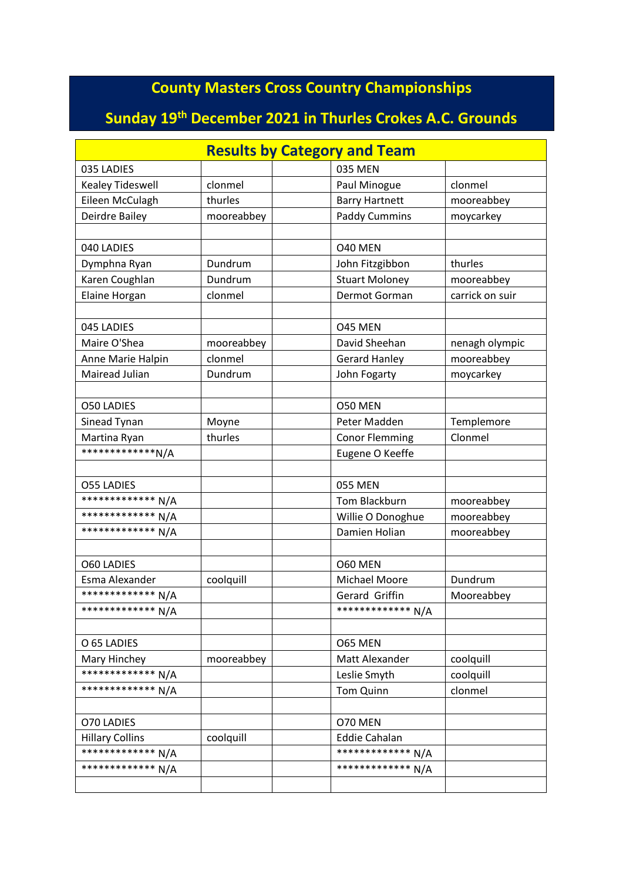# County Masters Cross Country Championships

## Sunday 19th December 2021 in Thurles Crokes A.C. Grounds

| Results by Category and Team | | | | |
|---|---|---|---|---|
| 035 LADIES | | | 035 MEN | |
| Kealey Tideswell | clonmel | | Paul Minogue | clonmel |
| Eileen McCulagh | thurles | | Barry Hartnett | mooreabbey |
| Deirdre Bailey | mooreabbey | | Paddy Cummins | moycarkey |
| | | | | |
| 040 LADIES | | | O40 MEN | |
| Dymphna Ryan | Dundrum | | John Fitzgibbon | thurles |
| Karen Coughlan | Dundrum | | Stuart Moloney | mooreabbey |
| Elaine Horgan | clonmel | | Dermot Gorman | carrick on suir |
| | | | | |
| 045 LADIES | | | O45 MEN | |
| Maire O'Shea | mooreabbey | | David Sheehan | nenagh olympic |
| Anne Marie Halpin | clonmel | | Gerard Hanley | mooreabbey |
| Mairead Julian | Dundrum | | John Fogarty | moycarkey |
| | | | | |
| O50 LADIES | | | O50 MEN | |
| Sinead Tynan | Moyne | | Peter Madden | Templemore |
| Martina Ryan | thurles | | Conor Flemming | Clonmel |
| *************N/A | | | Eugene O Keeffe | |
| | | | | |
| O55 LADIES | | | 055 MEN | |
| ************* N/A | | | Tom Blackburn | mooreabbey |
| ************* N/A | | | Willie O Donoghue | mooreabbey |
| ************* N/A | | | Damien Holian | mooreabbey |
| | | | | |
| O60 LADIES | | | O60 MEN | |
| Esma Alexander | coolquill | | Michael Moore | Dundrum |
| ************* N/A | | | Gerard Griffin | Mooreabbey |
| ************* N/A | | | ************* N/A | |
| | | | | |
| O 65 LADIES | | | O65 MEN | |
| Mary Hinchey | mooreabbey | | Matt Alexander | coolquill |
| ************* N/A | | | Leslie Smyth | coolquill |
| ************* N/A | | | Tom Quinn | clonmel |
| | | | | |
| O70 LADIES | | | O70 MEN | |
| Hillary Collins | coolquill | | Eddie Cahalan | |
| ************* N/A | | | ************* N/A | |
| ************* N/A | | | ************* N/A | |
| | | | | |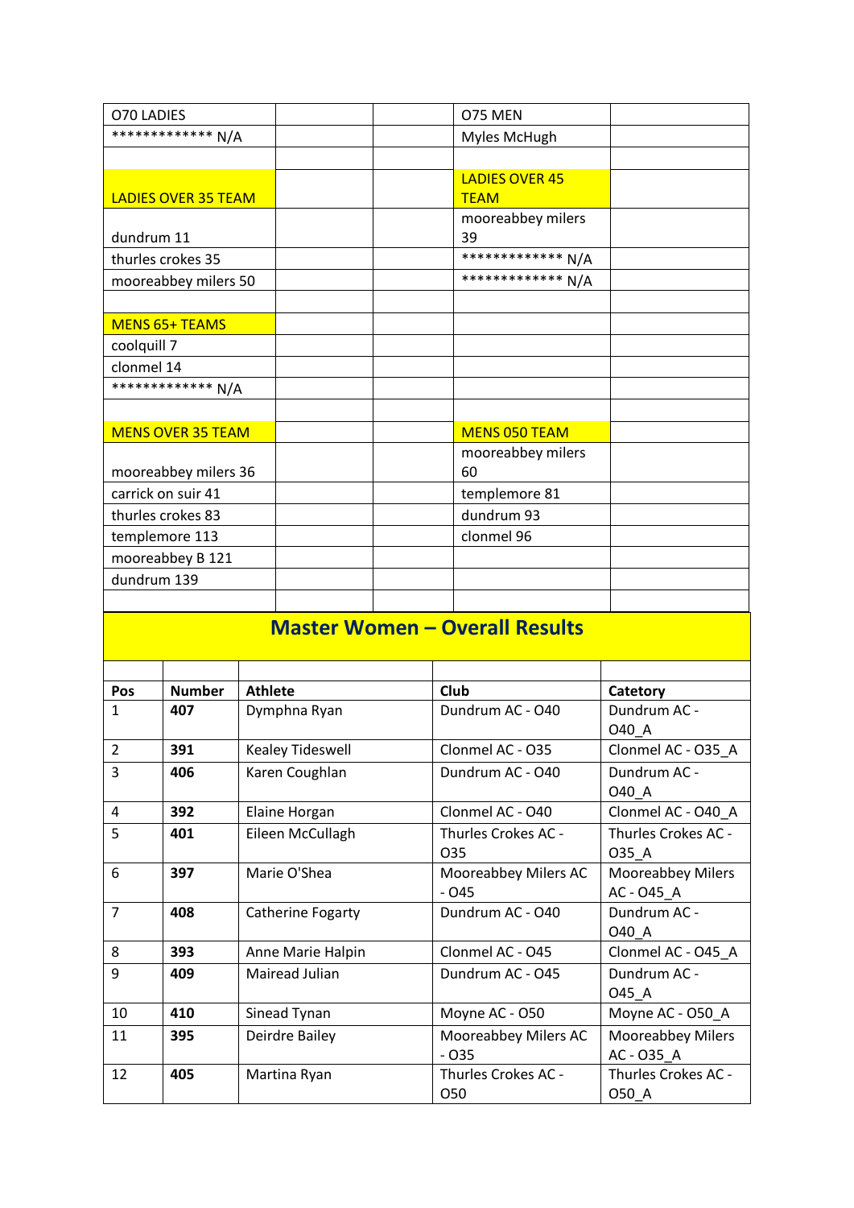| O70 LADIES | | | O75 MEN | |
|---|---|---|---|---|
| ************* N/A | | | Myles McHugh | |
| | | | | |
| LADIES OVER 35 TEAM | | | LADIES OVER 45 TEAM | |
| dundrum 11 | | | mooreabbey milers 39 | |
| thurles crokes 35 | | | ************* N/A | |
| mooreabbey milers 50 | | | ************* N/A | |
| | | | | |
| MENS 65+ TEAMS | | | | |
| coolquill 7 | | | | |
| clonmel 14 | | | | |
| ************* N/A | | | | |
| | | | | |
| MENS OVER 35 TEAM | | | MENS 050 TEAM | |
| mooreabbey milers 36 | | | mooreabbey milers 60 | |
| carrick on suir 41 | | | templemore 81 | |
| thurles crokes 83 | | | dundrum 93 | |
| templemore 113 | | | clonmel 96 | |
| mooreabbey B 121 | | | | |
| dundrum 139 | | | | |

## Master Women – Overall Results

| Pos | Number | Athlete | Club | Catetory |
|---|---|---|---|---|
| 1 | **407** | Dymphna Ryan | Dundrum AC - O40 | Dundrum AC - O40_A |
| 2 | **391** | Kealey Tideswell | Clonmel AC - O35 | Clonmel AC - O35_A |
| 3 | **406** | Karen Coughlan | Dundrum AC - O40 | Dundrum AC - O40_A |
| 4 | **392** | Elaine Horgan | Clonmel AC - O40 | Clonmel AC - O40_A |
| 5 | **401** | Eileen McCullagh | Thurles Crokes AC - O35 | Thurles Crokes AC - O35_A |
| 6 | **397** | Marie O'Shea | Mooreabbey Milers AC - O45 | Mooreabbey Milers AC - O45_A |
| 7 | **408** | Catherine Fogarty | Dundrum AC - O40 | Dundrum AC - O40_A |
| 8 | **393** | Anne Marie Halpin | Clonmel AC - O45 | Clonmel AC - O45_A |
| 9 | **409** | Mairead Julian | Dundrum AC - O45 | Dundrum AC - O45_A |
| 10 | **410** | Sinead Tynan | Moyne AC - O50 | Moyne AC - O50_A |
| 11 | **395** | Deirdre Bailey | Mooreabbey Milers AC - O35 | Mooreabbey Milers AC - O35_A |
| 12 | **405** | Martina Ryan | Thurles Crokes AC - O50 | Thurles Crokes AC - O50_A |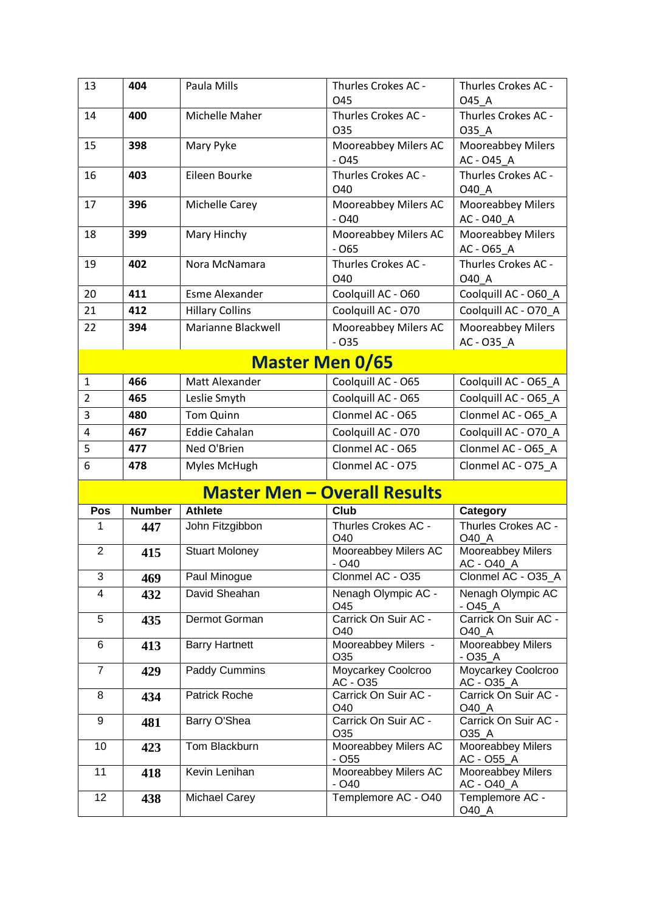| | | | | |
|---|---|---|---|---|
| 13 | **404** | Paula Mills | Thurles Crokes AC - O45 | Thurles Crokes AC - O45_A |
| 14 | **400** | Michelle Maher | Thurles Crokes AC - O35 | Thurles Crokes AC - O35_A |
| 15 | **398** | Mary Pyke | Mooreabbey Milers AC - O45 | Mooreabbey Milers AC - O45_A |
| 16 | **403** | Eileen Bourke | Thurles Crokes AC - O40 | Thurles Crokes AC - O40_A |
| 17 | **396** | Michelle Carey | Mooreabbey Milers AC - O40 | Mooreabbey Milers AC - O40_A |
| 18 | **399** | Mary Hinchy | Mooreabbey Milers AC - O65 | Mooreabbey Milers AC - O65_A |
| 19 | **402** | Nora McNamara | Thurles Crokes AC - O40 | Thurles Crokes AC - O40_A |
| 20 | **411** | Esme Alexander | Coolquill AC - O60 | Coolquill AC - O60_A |
| 21 | **412** | Hillary Collins | Coolquill AC - O70 | Coolquill AC - O70_A |
| 22 | **394** | Marianne Blackwell | Mooreabbey Milers AC - O35 | Mooreabbey Milers AC - O35_A |

## Master Men 0/65

| | | | | |
|---|---|---|---|---|
| 1 | **466** | Matt Alexander | Coolquill AC - O65 | Coolquill AC - O65_A |
| 2 | **465** | Leslie Smyth | Coolquill AC - O65 | Coolquill AC - O65_A |
| 3 | **480** | Tom Quinn | Clonmel AC - O65 | Clonmel AC - O65_A |
| 4 | **467** | Eddie Cahalan | Coolquill AC - O70 | Coolquill AC - O70_A |
| 5 | **477** | Ned O'Brien | Clonmel AC - O65 | Clonmel AC - O65_A |
| 6 | **478** | Myles McHugh | Clonmel AC - O75 | Clonmel AC - O75_A |

## Master Men – Overall Results

| Pos | Number | Athlete | Club | Category |
|---|---|---|---|---|
| 1 | **447** | John Fitzgibbon | Thurles Crokes AC - O40 | Thurles Crokes AC - O40_A |
| 2 | **415** | Stuart Moloney | Mooreabbey Milers AC - O40 | Mooreabbey Milers AC - O40_A |
| 3 | **469** | Paul Minogue | Clonmel AC - O35 | Clonmel AC - O35_A |
| 4 | **432** | David Sheahan | Nenagh Olympic AC - O45 | Nenagh Olympic AC - O45_A |
| 5 | **435** | Dermot Gorman | Carrick On Suir AC - O40 | Carrick On Suir AC - O40_A |
| 6 | **413** | Barry Hartnett | Mooreabbey Milers - O35 | Mooreabbey Milers - O35_A |
| 7 | **429** | Paddy Cummins | Moycarkey Coolcroo AC - O35 | Moycarkey Coolcroo AC - O35_A |
| 8 | **434** | Patrick Roche | Carrick On Suir AC - O40 | Carrick On Suir AC - O40_A |
| 9 | **481** | Barry O'Shea | Carrick On Suir AC - O35 | Carrick On Suir AC - O35_A |
| 10 | **423** | Tom Blackburn | Mooreabbey Milers AC - O55 | Mooreabbey Milers AC - O55_A |
| 11 | **418** | Kevin Lenihan | Mooreabbey Milers AC - O40 | Mooreabbey Milers AC - O40_A |
| 12 | **438** | Michael Carey | Templemore AC - O40 | Templemore AC - O40_A |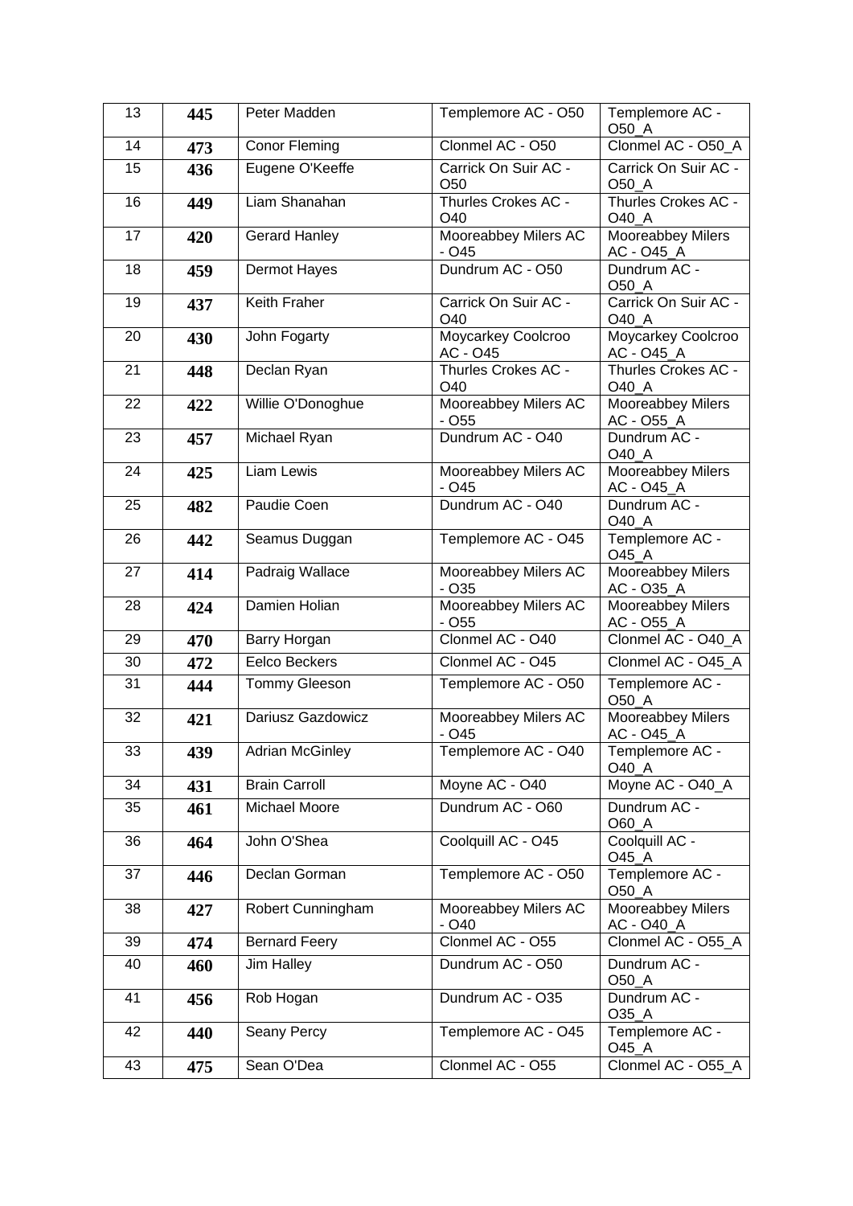| 13 | 445 | Peter Madden | Templemore AC - O50 | Templemore AC - O50_A |
|---|---|---|---|---|
| 14 | 473 | Conor Fleming | Clonmel AC - O50 | Clonmel AC - O50_A |
| 15 | 436 | Eugene O'Keeffe | Carrick On Suir AC - O50 | Carrick On Suir AC - O50_A |
| 16 | 449 | Liam Shanahan | Thurles Crokes AC - O40 | Thurles Crokes AC - O40_A |
| 17 | 420 | Gerard Hanley | Mooreabbey Milers AC - O45 | Mooreabbey Milers AC - O45_A |
| 18 | 459 | Dermot Hayes | Dundrum AC - O50 | Dundrum AC - O50_A |
| 19 | 437 | Keith Fraher | Carrick On Suir AC - O40 | Carrick On Suir AC - O40_A |
| 20 | 430 | John Fogarty | Moycarkey Coolcroo AC - O45 | Moycarkey Coolcroo AC - O45_A |
| 21 | 448 | Declan Ryan | Thurles Crokes AC - O40 | Thurles Crokes AC - O40_A |
| 22 | 422 | Willie O'Donoghue | Mooreabbey Milers AC - O55 | Mooreabbey Milers AC - O55_A |
| 23 | 457 | Michael Ryan | Dundrum AC - O40 | Dundrum AC - O40_A |
| 24 | 425 | Liam Lewis | Mooreabbey Milers AC - O45 | Mooreabbey Milers AC - O45_A |
| 25 | 482 | Paudie Coen | Dundrum AC - O40 | Dundrum AC - O40_A |
| 26 | 442 | Seamus Duggan | Templemore AC - O45 | Templemore AC - O45_A |
| 27 | 414 | Padraig Wallace | Mooreabbey Milers AC - O35 | Mooreabbey Milers AC - O35_A |
| 28 | 424 | Damien Holian | Mooreabbey Milers AC - O55 | Mooreabbey Milers AC - O55_A |
| 29 | 470 | Barry Horgan | Clonmel AC - O40 | Clonmel AC - O40_A |
| 30 | 472 | Eelco Beckers | Clonmel AC - O45 | Clonmel AC - O45_A |
| 31 | 444 | Tommy Gleeson | Templemore AC - O50 | Templemore AC - O50_A |
| 32 | 421 | Dariusz Gazdowicz | Mooreabbey Milers AC - O45 | Mooreabbey Milers AC - O45_A |
| 33 | 439 | Adrian McGinley | Templemore AC - O40 | Templemore AC - O40_A |
| 34 | 431 | Brain Carroll | Moyne AC - O40 | Moyne AC - O40_A |
| 35 | 461 | Michael Moore | Dundrum AC - O60 | Dundrum AC - O60_A |
| 36 | 464 | John O'Shea | Coolquill AC - O45 | Coolquill AC - O45_A |
| 37 | 446 | Declan Gorman | Templemore AC - O50 | Templemore AC - O50_A |
| 38 | 427 | Robert Cunningham | Mooreabbey Milers AC - O40 | Mooreabbey Milers AC - O40_A |
| 39 | 474 | Bernard Feery | Clonmel AC - O55 | Clonmel AC - O55_A |
| 40 | 460 | Jim Halley | Dundrum AC - O50 | Dundrum AC - O50_A |
| 41 | 456 | Rob Hogan | Dundrum AC - O35 | Dundrum AC - O35_A |
| 42 | 440 | Seany Percy | Templemore AC - O45 | Templemore AC - O45_A |
| 43 | 475 | Sean O'Dea | Clonmel AC - O55 | Clonmel AC - O55_A |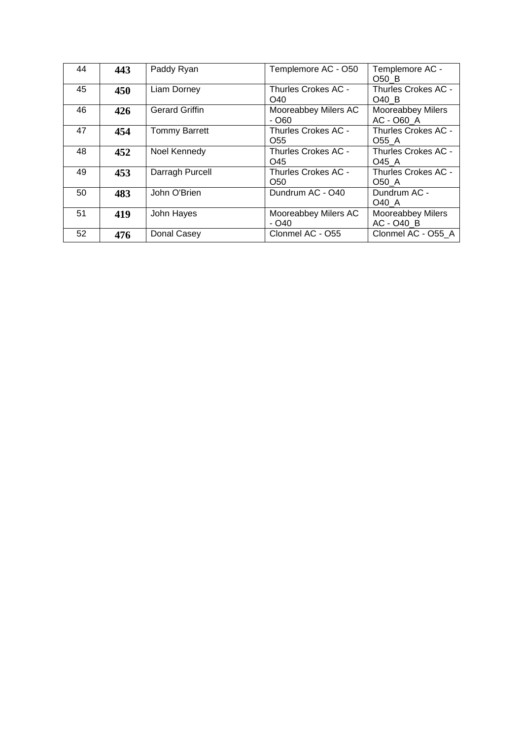| | | | | |
|---|---|---|---|---|
| 44 | **443** | Paddy Ryan | Templemore AC - O50 | Templemore AC - O50_B |
| 45 | **450** | Liam Dorney | Thurles Crokes AC - O40 | Thurles Crokes AC - O40_B |
| 46 | **426** | Gerard Griffin | Mooreabbey Milers AC - O60 | Mooreabbey Milers AC - O60_A |
| 47 | **454** | Tommy Barrett | Thurles Crokes AC - O55 | Thurles Crokes AC - O55_A |
| 48 | **452** | Noel Kennedy | Thurles Crokes AC - O45 | Thurles Crokes AC - O45_A |
| 49 | **453** | Darragh Purcell | Thurles Crokes AC - O50 | Thurles Crokes AC - O50_A |
| 50 | **483** | John O'Brien | Dundrum AC - O40 | Dundrum AC - O40_A |
| 51 | **419** | John Hayes | Mooreabbey Milers AC - O40 | Mooreabbey Milers AC - O40_B |
| 52 | **476** | Donal Casey | Clonmel AC - O55 | Clonmel AC - O55_A |